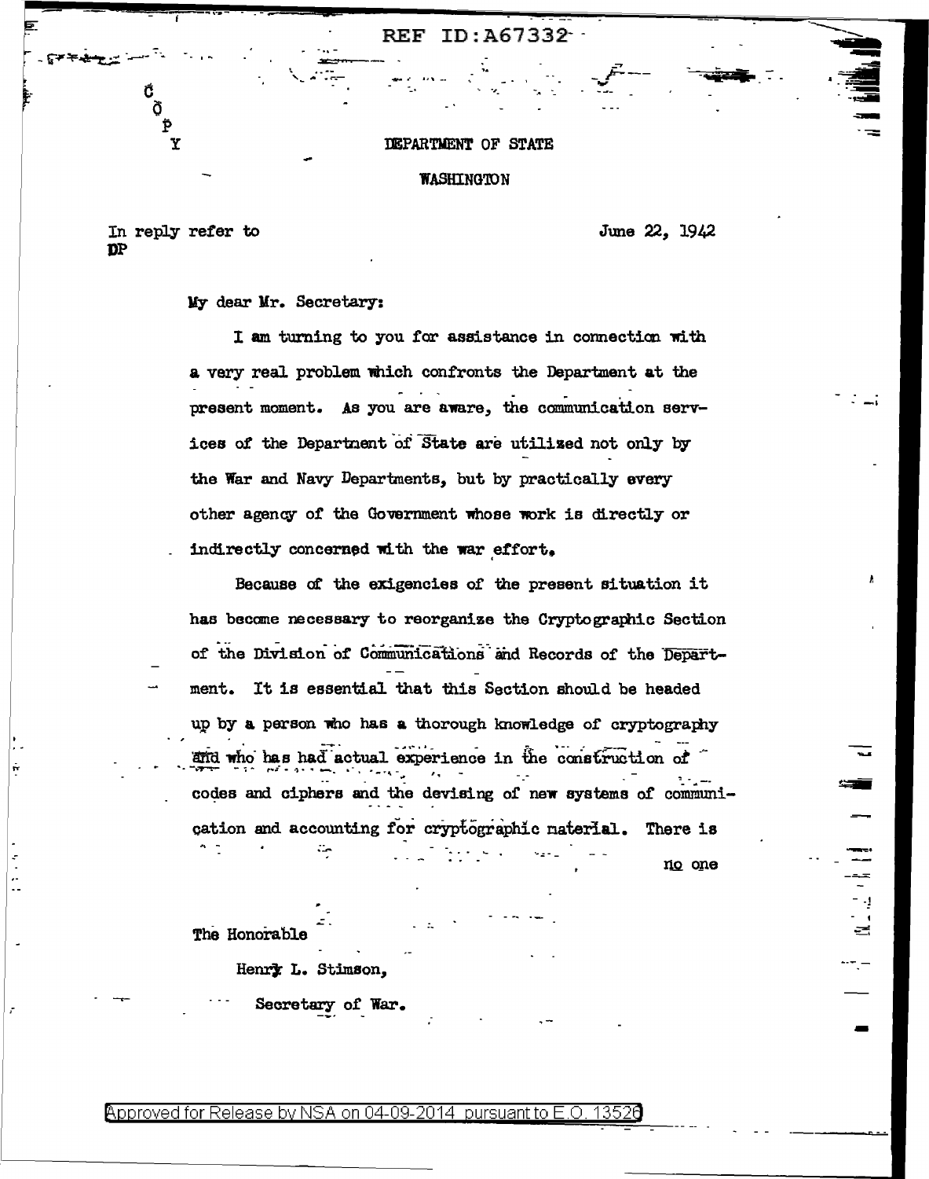REF ID:A67332

C
O
P
Y

DEPARTMENT OF STATE

WASHINGTON

In reply refer to
DP

June 22, 1942

My dear Mr. Secretary:

I am turning to you for assistance in connection with a very real problem which confronts the Department at the present moment. As you are aware, the communication services of the Department of State are utilized not only by the War and Navy Departments, but by practically every other agency of the Government whose work is directly or indirectly concerned with the war effort.

Because of the exigencies of the present situation it has become necessary to reorganize the Cryptographic Section of the Division of Communications and Records of the Department. It is essential that this Section should be headed up by a person who has a thorough knowledge of cryptography and who has had actual experience in the construction of codes and ciphers and the devising of new systems of communication and accounting for cryptographic material. There is

no one

The Honorable

Henry L. Stimson,

Secretary of War.

Approved for Release by NSA on 04-09-2014 pursuant to E.O. 13526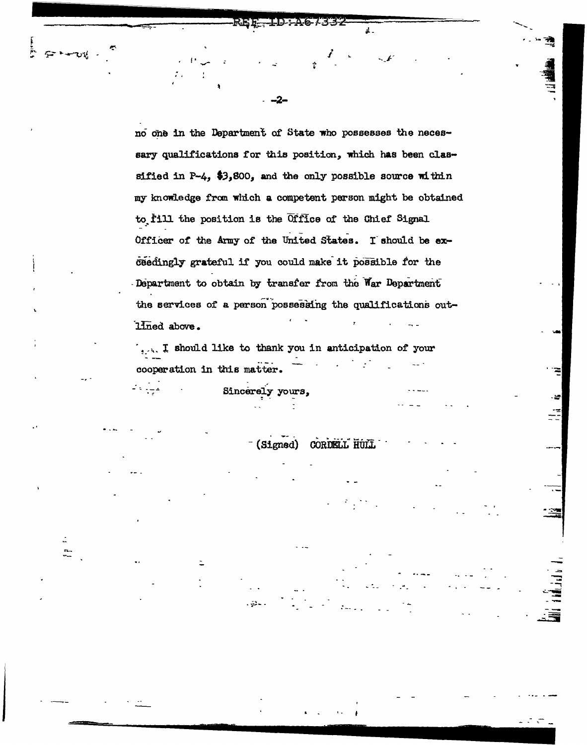no one in the Department of State who possesses the necessary qualifications for this position, which has been classified in P-4, $3,800, and the only possible source within my knowledge from which a competent person might be obtained to fill the position is the Office of the Chief Signal Officer of the Army of the United States. I should be exceedingly grateful if you could make it possible for the Department to obtain by transfer from the War Department the services of a person possessing the qualifications outlined above.

I should like to thank you in anticipation of your cooperation in this matter.

Sincerely yours,

(Signed) CORDELL HULL